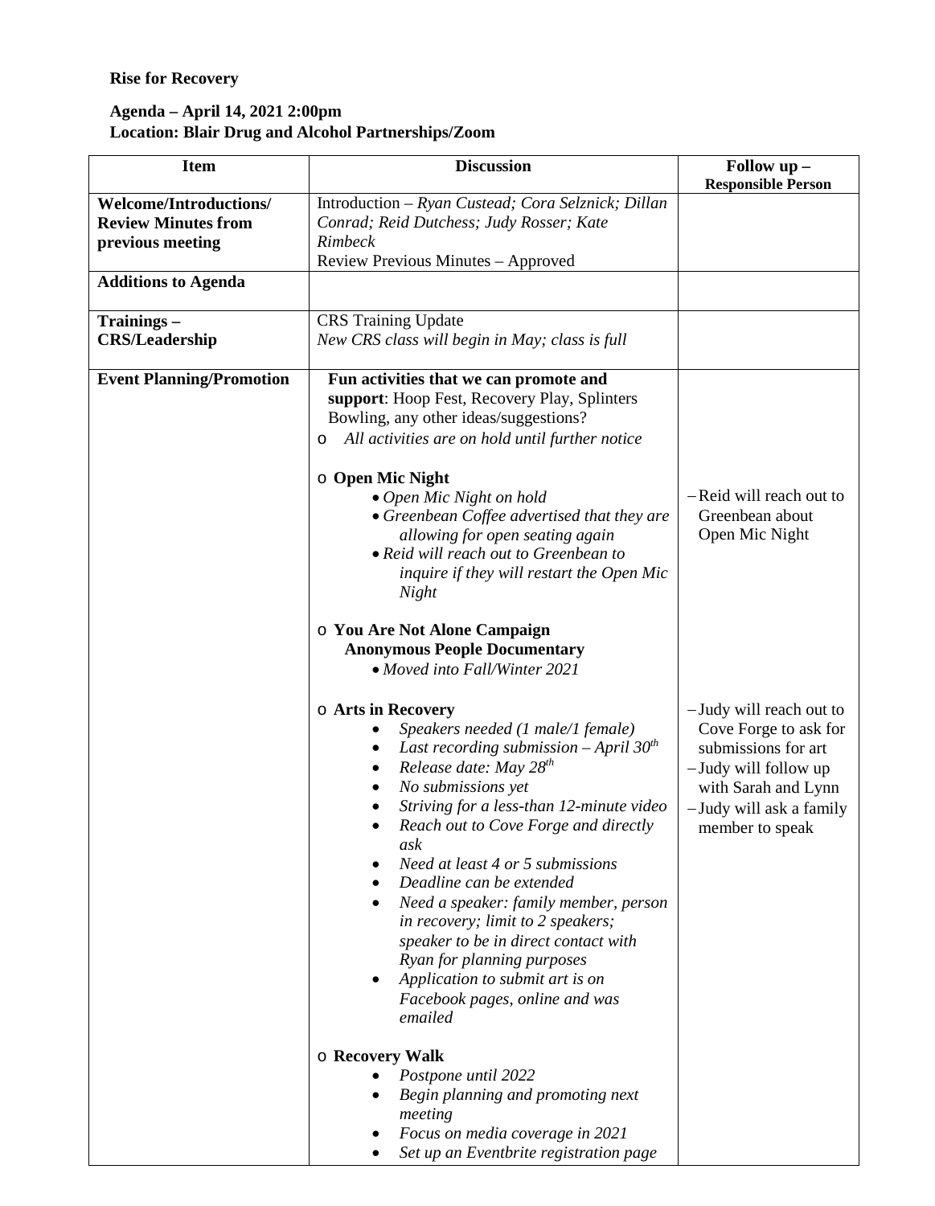**Rise for Recovery**

**Agenda – April 14, 2021 2:00pm**
**Location: Blair Drug and Alcohol Partnerships/Zoom**

| Item | Discussion | Follow up – Responsible Person |
| --- | --- | --- |
| **Welcome/Introductions/ Review Minutes from previous meeting** | Introduction – *Ryan Custead; Cora Selznick; Dillan Conrad; Reid Dutchess; Judy Rosser; Kate Rimbeck*<br>Review Previous Minutes – Approved | |
| **Additions to Agenda** | | |
| **Trainings – CRS/Leadership** | CRS Training Update<br>*New CRS class will begin in May; class is full* | |
| **Event Planning/Promotion** | **Fun activities that we can promote and support**: Hoop Fest, Recovery Play, Splinters Bowling, any other ideas/suggestions?<br>o *All activities are on hold until further notice*<br><br>o **Open Mic Night**<br>• *Open Mic Night on hold*<br>• *Greenbean Coffee advertised that they are allowing for open seating again*<br>• *Reid will reach out to Greenbean to inquire if they will restart the Open Mic Night*<br><br>o **You Are Not Alone Campaign Anonymous People Documentary**<br>• *Moved into Fall/Winter 2021*<br><br>o **Arts in Recovery**<br>• *Speakers needed (1 male/1 female)*<br>• *Last recording submission – April 30th*<br>• *Release date: May 28th*<br>• *No submissions yet*<br>• *Striving for a less-than 12-minute video*<br>• *Reach out to Cove Forge and directly ask*<br>• *Need at least 4 or 5 submissions*<br>• *Deadline can be extended*<br>• *Need a speaker: family member, person in recovery; limit to 2 speakers; speaker to be in direct contact with Ryan for planning purposes*<br>• *Application to submit art is on Facebook pages, online and was emailed*<br><br>o **Recovery Walk**<br>• *Postpone until 2022*<br>• *Begin planning and promoting next meeting*<br>• *Focus on media coverage in 2021*<br>• *Set up an Eventbrite registration page* | – Reid will reach out to Greenbean about Open Mic Night<br><br>– Judy will reach out to Cove Forge to ask for submissions for art<br>– Judy will follow up with Sarah and Lynn<br>– Judy will ask a family member to speak |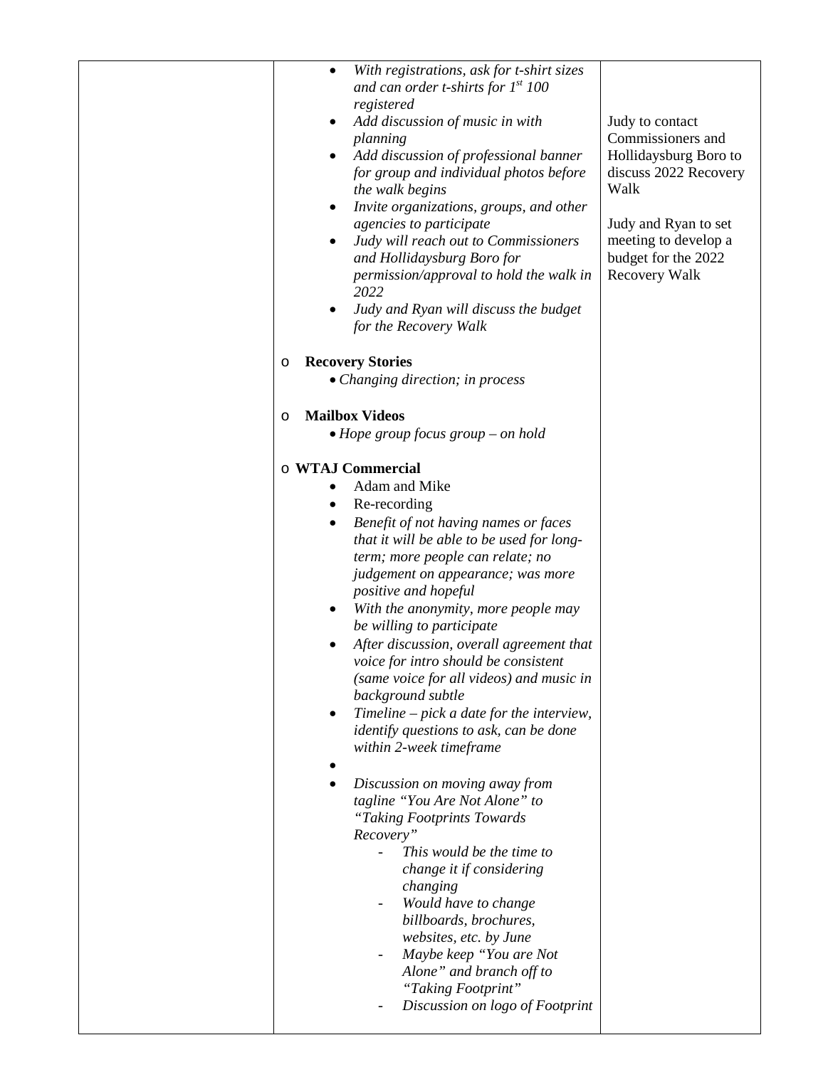| | | |
|---|---|---|
| | • *With registrations, ask for t-shirt sizes and can order t-shirts for 1st 100 registered*<br>• *Add discussion of music in with planning*<br>• *Add discussion of professional banner for group and individual photos before the walk begins*<br>• *Invite organizations, groups, and other agencies to participate*<br>• *Judy will reach out to Commissioners and Hollidaysburg Boro for permission/approval to hold the walk in 2022*<br>• *Judy and Ryan will discuss the budget for the Recovery Walk*<br><br>o **Recovery Stories**<br>• *Changing direction; in process*<br><br>o **Mailbox Videos**<br>• *Hope group focus group – on hold*<br><br>o **WTAJ Commercial**<br>• Adam and Mike<br>• Re-recording<br>• *Benefit of not having names or faces that it will be able to be used for long-term; more people can relate; no judgement on appearance; was more positive and hopeful*<br>• *With the anonymity, more people may be willing to participate*<br>• *After discussion, overall agreement that voice for intro should be consistent (same voice for all videos) and music in background subtle*<br>• *Timeline – pick a date for the interview, identify questions to ask, can be done within 2-week timeframe*<br>•<br>• *Discussion on moving away from tagline "You Are Not Alone" to "Taking Footprints Towards Recovery"*<br>- *This would be the time to change it if considering changing*<br>- *Would have to change billboards, brochures, websites, etc. by June*<br>- *Maybe keep "You are Not Alone" and branch off to "Taking Footprint"*<br>- *Discussion on logo of Footprint* | Judy to contact Commissioners and Hollidaysburg Boro to discuss 2022 Recovery Walk<br><br>Judy and Ryan to set meeting to develop a budget for the 2022 Recovery Walk |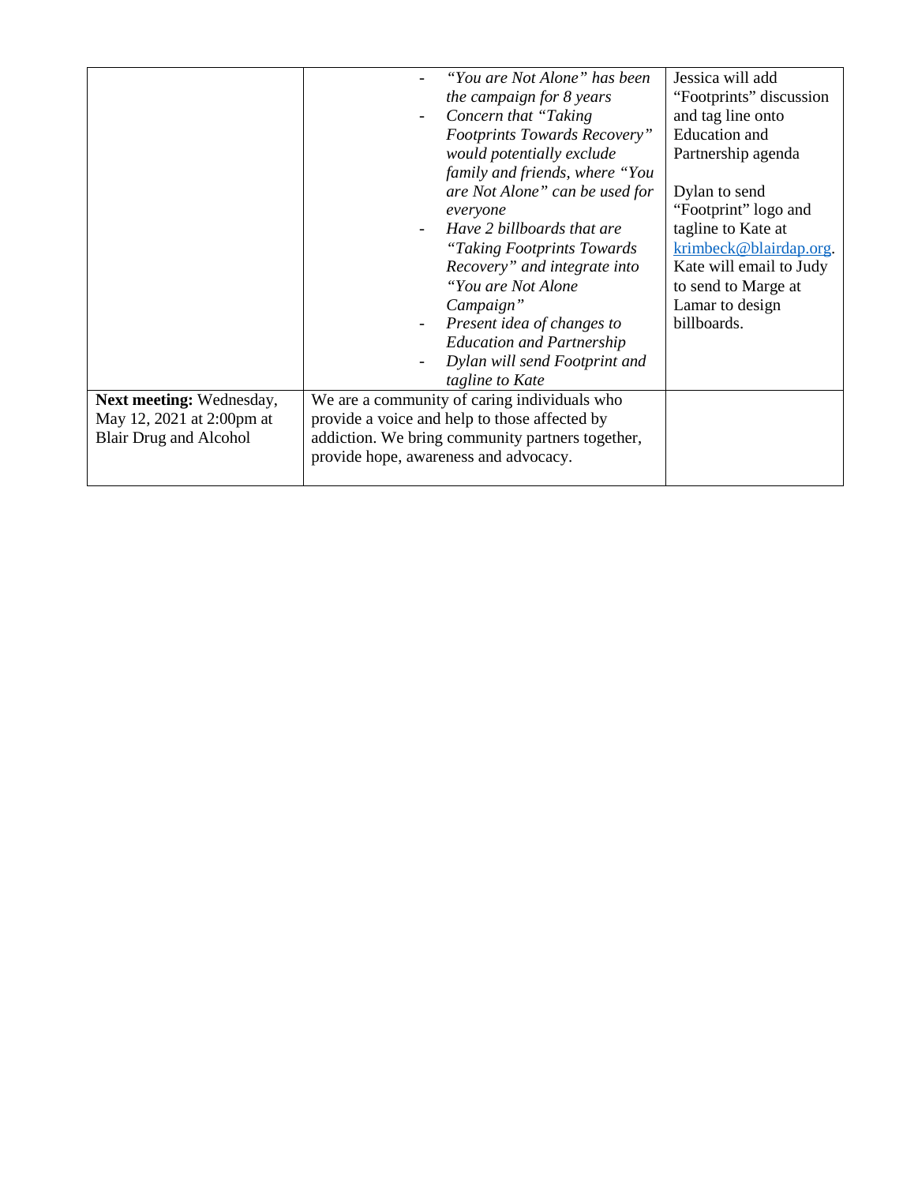| | | |
|---|---|---|
| | - *"You are Not Alone" has been the campaign for 8 years*<br>- *Concern that "Taking Footprints Towards Recovery" would potentially exclude family and friends, where "You are Not Alone" can be used for everyone*<br>- *Have 2 billboards that are "Taking Footprints Towards Recovery" and integrate into "You are Not Alone Campaign"*<br>- *Present idea of changes to Education and Partnership*<br>- *Dylan will send Footprint and tagline to Kate* | Jessica will add "Footprints" discussion and tag line onto Education and Partnership agenda<br><br>Dylan to send "Footprint" logo and tagline to Kate at krimbeck@blairdap.org. Kate will email to Judy to send to Marge at Lamar to design billboards. |
| **Next meeting:** Wednesday, May 12, 2021 at 2:00pm at Blair Drug and Alcohol | We are a community of caring individuals who provide a voice and help to those affected by addiction. We bring community partners together, provide hope, awareness and advocacy. | |